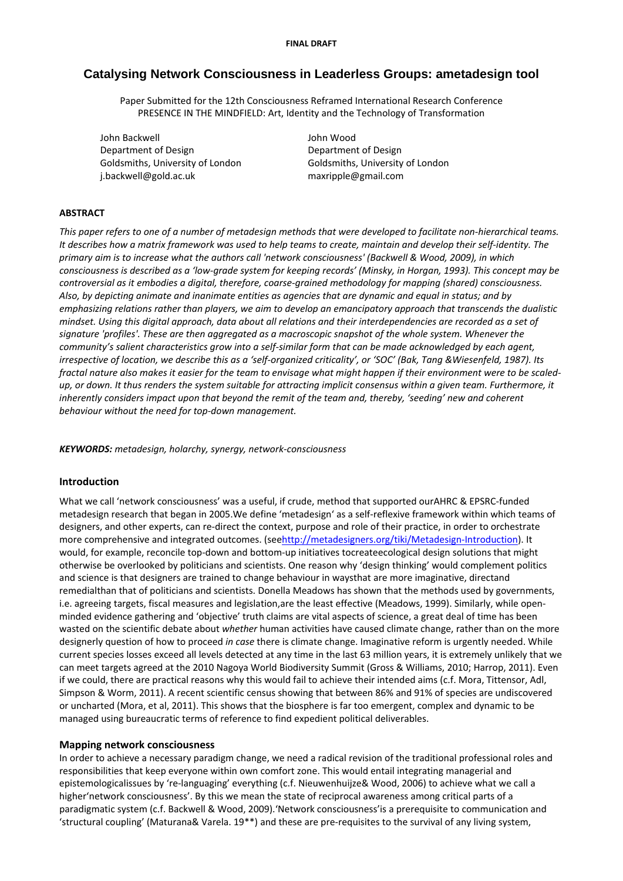**FINAL DRAFT**

# Catalysing Network Consciousness in Leaderless Groups: ametadesign tool

Paper Submitted for the 12th Consciousness Reframed International Research Conference
PRESENCE IN THE MINDFIELD: Art, Identity and the Technology of Transformation

John Backwell
Department of Design
Goldsmiths, University of London
j.backwell@gold.ac.uk

John Wood
Department of Design
Goldsmiths, University of London
maxripple@gmail.com

**ABSTRACT**

*This paper refers to one of a number of metadesign methods that were developed to facilitate non-hierarchical teams. It describes how a matrix framework was used to help teams to create, maintain and develop their self-identity. The primary aim is to increase what the authors call 'network consciousness' (Backwell & Wood, 2009), in which consciousness is described as a 'low-grade system for keeping records' (Minsky, in Horgan, 1993). This concept may be controversial as it embodies a digital, therefore, coarse-grained methodology for mapping (shared) consciousness. Also, by depicting animate and inanimate entities as agencies that are dynamic and equal in status; and by emphasizing relations rather than players, we aim to develop an emancipatory approach that transcends the dualistic mindset. Using this digital approach, data about all relations and their interdependencies are recorded as a set of signature 'profiles'. These are then aggregated as a macroscopic snapshot of the whole system. Whenever the community's salient characteristics grow into a self-similar form that can be made acknowledged by each agent, irrespective of location, we describe this as a 'self-organized criticality', or 'SOC' (Bak, Tang &Wiesenfeld, 1987). Its fractal nature also makes it easier for the team to envisage what might happen if their environment were to be scaled-up, or down. It thus renders the system suitable for attracting implicit consensus within a given team. Furthermore, it inherently considers impact upon that beyond the remit of the team and, thereby, 'seeding' new and coherent behaviour without the need for top-down management.*

***KEYWORDS:*** *metadesign, holarchy, synergy, network-consciousness*

## Introduction

What we call 'network consciousness' was a useful, if crude, method that supported ourAHRC & EPSRC-funded metadesign research that began in 2005.We define 'metadesign' as a self-reflexive framework within which teams of designers, and other experts, can re-direct the context, purpose and role of their practice, in order to orchestrate more comprehensive and integrated outcomes. (seehttp://metadesigners.org/tiki/Metadesign-Introduction). It would, for example, reconcile top-down and bottom-up initiatives tocreateecological design solutions that might otherwise be overlooked by politicians and scientists. One reason why 'design thinking' would complement politics and science is that designers are trained to change behaviour in waysthat are more imaginative, directand remedialthan that of politicians and scientists. Donella Meadows has shown that the methods used by governments, i.e. agreeing targets, fiscal measures and legislation,are the least effective (Meadows, 1999). Similarly, while open-minded evidence gathering and 'objective' truth claims are vital aspects of science, a great deal of time has been wasted on the scientific debate about *whether* human activities have caused climate change, rather than on the more designerly question of how to proceed *in case* there is climate change. Imaginative reform is urgently needed. While current species losses exceed all levels detected at any time in the last 63 million years, it is extremely unlikely that we can meet targets agreed at the 2010 Nagoya World Biodiversity Summit (Gross & Williams, 2010; Harrop, 2011). Even if we could, there are practical reasons why this would fail to achieve their intended aims (c.f. Mora, Tittensor, Adl, Simpson & Worm, 2011). A recent scientific census showing that between 86% and 91% of species are undiscovered or uncharted (Mora, et al, 2011). This shows that the biosphere is far too emergent, complex and dynamic to be managed using bureaucratic terms of reference to find expedient political deliverables.

### Mapping network consciousness

In order to achieve a necessary paradigm change, we need a radical revision of the traditional professional roles and responsibilities that keep everyone within own comfort zone. This would entail integrating managerial and epistemologicalissues by 're-languaging' everything (c.f. Nieuwenhuijze& Wood, 2006) to achieve what we call a higher'network consciousness'. By this we mean the state of reciprocal awareness among critical parts of a paradigmatic system (c.f. Backwell & Wood, 2009).'Network consciousness'is a prerequisite to communication and 'structural coupling' (Maturana& Varela. 19**) and these are pre-requisites to the survival of any living system,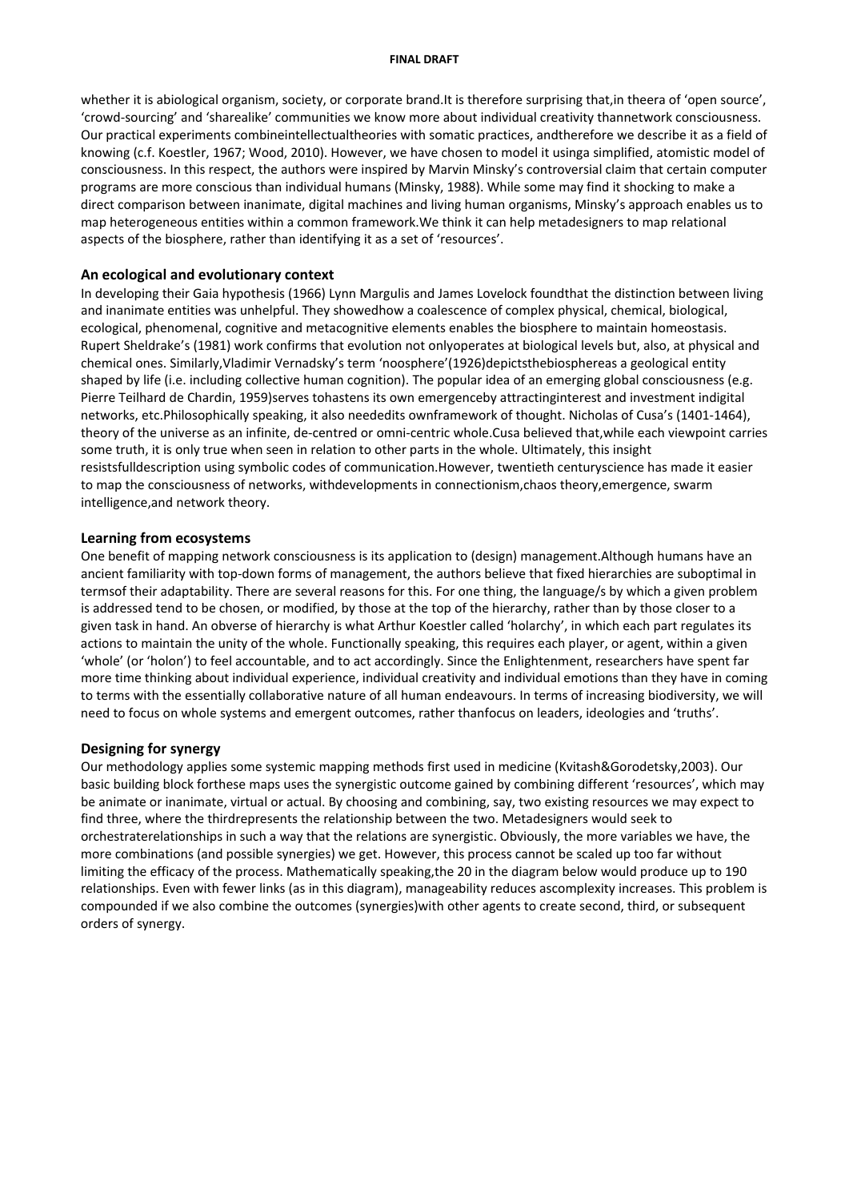whether it is abiological organism, society, or corporate brand.It is therefore surprising that,in theera of 'open source', 'crowd-sourcing' and 'sharealike' communities we know more about individual creativity thannetwork consciousness. Our practical experiments combineintellectualtheories with somatic practices, andtherefore we describe it as a field of knowing (c.f. Koestler, 1967; Wood, 2010). However, we have chosen to model it usinga simplified, atomistic model of consciousness. In this respect, the authors were inspired by Marvin Minsky's controversial claim that certain computer programs are more conscious than individual humans (Minsky, 1988). While some may find it shocking to make a direct comparison between inanimate, digital machines and living human organisms, Minsky's approach enables us to map heterogeneous entities within a common framework.We think it can help metadesigners to map relational aspects of the biosphere, rather than identifying it as a set of 'resources'.

### An ecological and evolutionary context

In developing their Gaia hypothesis (1966) Lynn Margulis and James Lovelock foundthat the distinction between living and inanimate entities was unhelpful. They showedhow a coalescence of complex physical, chemical, biological, ecological, phenomenal, cognitive and metacognitive elements enables the biosphere to maintain homeostasis. Rupert Sheldrake's (1981) work confirms that evolution not onlyoperates at biological levels but, also, at physical and chemical ones. Similarly,Vladimir Vernadsky's term 'noosphere'(1926)depictsthebiosphereas a geological entity shaped by life (i.e. including collective human cognition). The popular idea of an emerging global consciousness (e.g. Pierre Teilhard de Chardin, 1959)serves tohastens its own emergenceby attractinginterest and investment indigital networks, etc.Philosophically speaking, it also neededits ownframework of thought. Nicholas of Cusa's (1401-1464), theory of the universe as an infinite, de-centred or omni-centric whole.Cusa believed that,while each viewpoint carries some truth, it is only true when seen in relation to other parts in the whole. Ultimately, this insight resistsfulldescription using symbolic codes of communication.However, twentieth centuryscience has made it easier to map the consciousness of networks, withdevelopments in connectionism,chaos theory,emergence, swarm intelligence,and network theory.

### Learning from ecosystems

One benefit of mapping network consciousness is its application to (design) management.Although humans have an ancient familiarity with top-down forms of management, the authors believe that fixed hierarchies are suboptimal in termsof their adaptability. There are several reasons for this. For one thing, the language/s by which a given problem is addressed tend to be chosen, or modified, by those at the top of the hierarchy, rather than by those closer to a given task in hand. An obverse of hierarchy is what Arthur Koestler called 'holarchy', in which each part regulates its actions to maintain the unity of the whole. Functionally speaking, this requires each player, or agent, within a given 'whole' (or 'holon') to feel accountable, and to act accordingly. Since the Enlightenment, researchers have spent far more time thinking about individual experience, individual creativity and individual emotions than they have in coming to terms with the essentially collaborative nature of all human endeavours. In terms of increasing biodiversity, we will need to focus on whole systems and emergent outcomes, rather thanfocus on leaders, ideologies and 'truths'.

### Designing for synergy

Our methodology applies some systemic mapping methods first used in medicine (Kvitash&Gorodetsky,2003). Our basic building block forthese maps uses the synergistic outcome gained by combining different 'resources', which may be animate or inanimate, virtual or actual. By choosing and combining, say, two existing resources we may expect to find three, where the thirdrepresents the relationship between the two. Metadesigners would seek to orchestraterelationships in such a way that the relations are synergistic. Obviously, the more variables we have, the more combinations (and possible synergies) we get. However, this process cannot be scaled up too far without limiting the efficacy of the process. Mathematically speaking,the 20 in the diagram below would produce up to 190 relationships. Even with fewer links (as in this diagram), manageability reduces ascomplexity increases. This problem is compounded if we also combine the outcomes (synergies)with other agents to create second, third, or subsequent orders of synergy.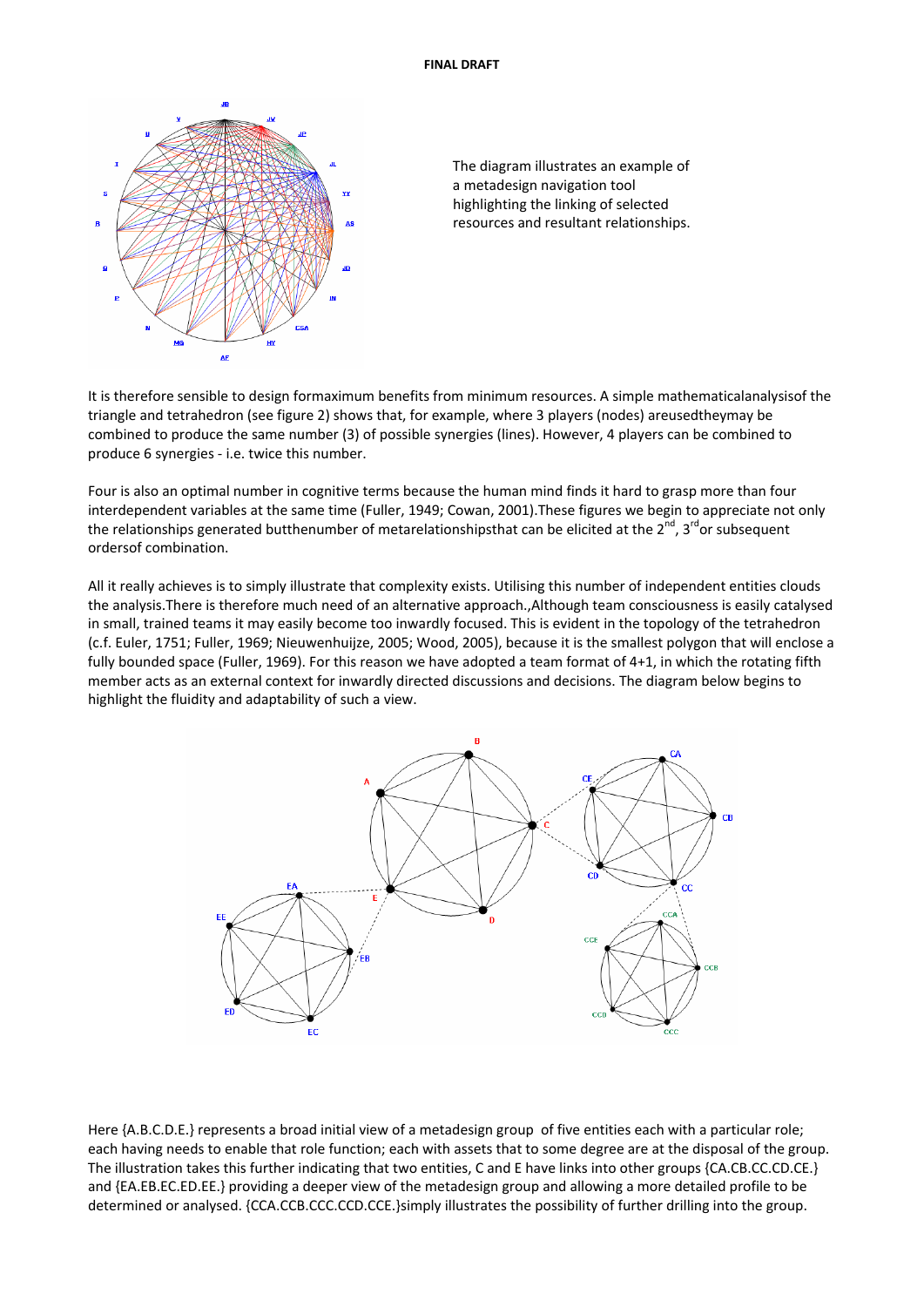The diagram illustrates an example of a metadesign navigation tool highlighting the linking of selected resources and resultant relationships.

It is therefore sensible to design formaximum benefits from minimum resources. A simple mathematicalanalysisof the triangle and tetrahedron (see figure 2) shows that, for example, where 3 players (nodes) areusedtheymay be combined to produce the same number (3) of possible synergies (lines). However, 4 players can be combined to produce 6 synergies - i.e. twice this number.

Four is also an optimal number in cognitive terms because the human mind finds it hard to grasp more than four interdependent variables at the same time (Fuller, 1949; Cowan, 2001).These figures we begin to appreciate not only the relationships generated butthenumber of metarelationshipsthat can be elicited at the 2[nd], 3[rd]or subsequent ordersof combination.

All it really achieves is to simply illustrate that complexity exists. Utilising this number of independent entities clouds the analysis.There is therefore much need of an alternative approach.,Although team consciousness is easily catalysed in small, trained teams it may easily become too inwardly focused. This is evident in the topology of the tetrahedron (c.f. Euler, 1751; Fuller, 1969; Nieuwenhuijze, 2005; Wood, 2005), because it is the smallest polygon that will enclose a fully bounded space (Fuller, 1969). For this reason we have adopted a team format of 4+1, in which the rotating fifth member acts as an external context for inwardly directed discussions and decisions. The diagram below begins to highlight the fluidity and adaptability of such a view.

Here {A.B.C.D.E.} represents a broad initial view of a metadesign group of five entities each with a particular role; each having needs to enable that role function; each with assets that to some degree are at the disposal of the group. The illustration takes this further indicating that two entities, C and E have links into other groups {CA.CB.CC.CD.CE.} and {EA.EB.EC.ED.EE.} providing a deeper view of the metadesign group and allowing a more detailed profile to be determined or analysed. {CCA.CCB.CCC.CCD.CCE.}simply illustrates the possibility of further drilling into the group.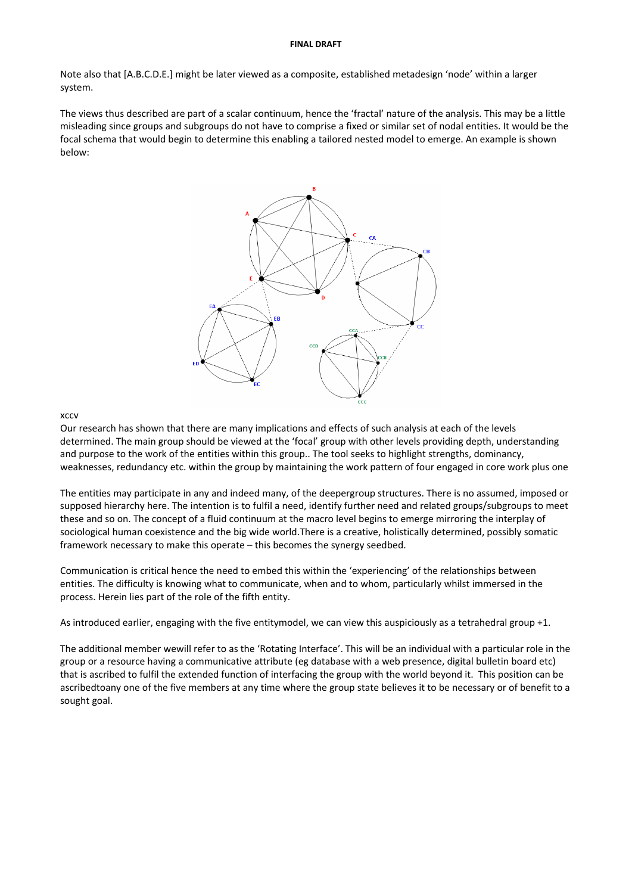Note also that [A.B.C.D.E.] might be later viewed as a composite, established metadesign 'node' within a larger system.

The views thus described are part of a scalar continuum, hence the 'fractal' nature of the analysis. This may be a little misleading since groups and subgroups do not have to comprise a fixed or similar set of nodal entities. It would be the focal schema that would begin to determine this enabling a tailored nested model to emerge. An example is shown below:

xccv

Our research has shown that there are many implications and effects of such analysis at each of the levels determined. The main group should be viewed at the 'focal' group with other levels providing depth, understanding and purpose to the work of the entities within this group.. The tool seeks to highlight strengths, dominancy, weaknesses, redundancy etc. within the group by maintaining the work pattern of four engaged in core work plus one

The entities may participate in any and indeed many, of the deepergroup structures. There is no assumed, imposed or supposed hierarchy here. The intention is to fulfil a need, identify further need and related groups/subgroups to meet these and so on. The concept of a fluid continuum at the macro level begins to emerge mirroring the interplay of sociological human coexistence and the big wide world.There is a creative, holistically determined, possibly somatic framework necessary to make this operate – this becomes the synergy seedbed.

Communication is critical hence the need to embed this within the 'experiencing' of the relationships between entities. The difficulty is knowing what to communicate, when and to whom, particularly whilst immersed in the process. Herein lies part of the role of the fifth entity.

As introduced earlier, engaging with the five entitymodel, we can view this auspiciously as a tetrahedral group +1.

The additional member wewill refer to as the 'Rotating Interface'. This will be an individual with a particular role in the group or a resource having a communicative attribute (eg database with a web presence, digital bulletin board etc) that is ascribed to fulfil the extended function of interfacing the group with the world beyond it. This position can be ascribedtoany one of the five members at any time where the group state believes it to be necessary or of benefit to a sought goal.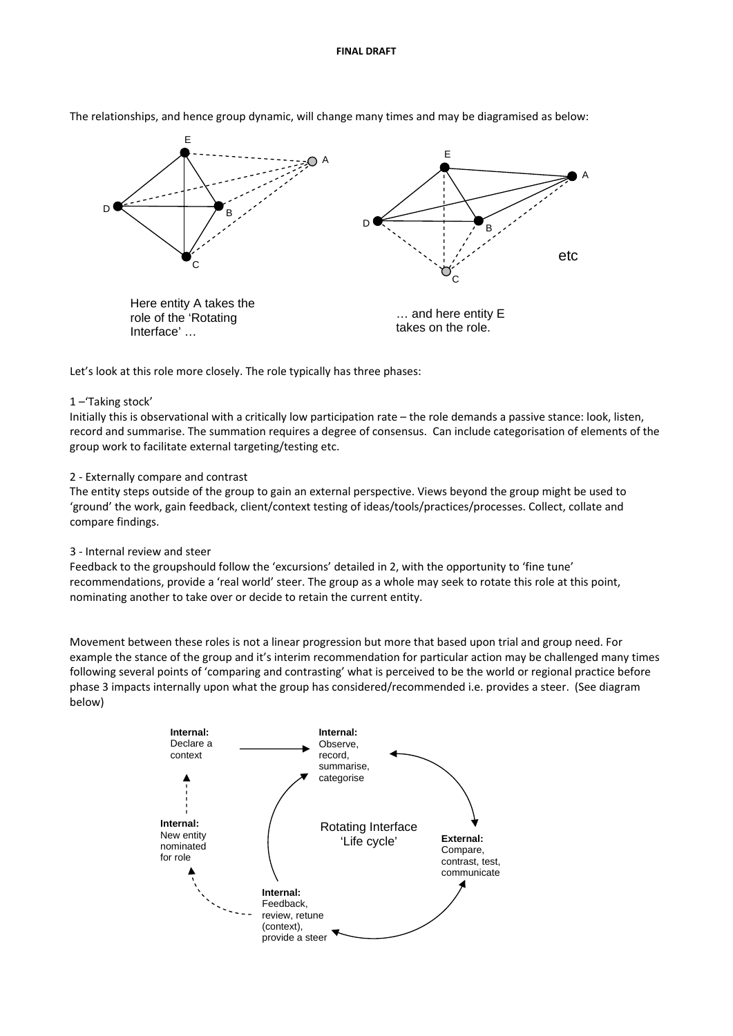The relationships, and hence group dynamic, will change many times and may be diagramised as below:

Here entity A takes the role of the 'Rotating Interface' …

… and here entity E takes on the role.

etc

Let's look at this role more closely. The role typically has three phases:

1 –'Taking stock'
Initially this is observational with a critically low participation rate – the role demands a passive stance: look, listen, record and summarise. The summation requires a degree of consensus. Can include categorisation of elements of the group work to facilitate external targeting/testing etc.

2 - Externally compare and contrast
The entity steps outside of the group to gain an external perspective. Views beyond the group might be used to 'ground' the work, gain feedback, client/context testing of ideas/tools/practices/processes. Collect, collate and compare findings.

3 - Internal review and steer
Feedback to the groupshould follow the 'excursions' detailed in 2, with the opportunity to 'fine tune' recommendations, provide a 'real world' steer. The group as a whole may seek to rotate this role at this point, nominating another to take over or decide to retain the current entity.

Movement between these roles is not a linear progression but more that based upon trial and group need. For example the stance of the group and it's interim recommendation for particular action may be challenged many times following several points of 'comparing and contrasting' what is perceived to be the world or regional practice before phase 3 impacts internally upon what the group has considered/recommended i.e. provides a steer. (See diagram below)

**Internal:** Declare a context

**Internal:** Observe, record, summarise, categorise

Rotating Interface 'Life cycle'

**External:** Compare, contrast, test, communicate

**Internal:** Feedback, review, retune (context), provide a steer

**Internal:** New entity nominated for role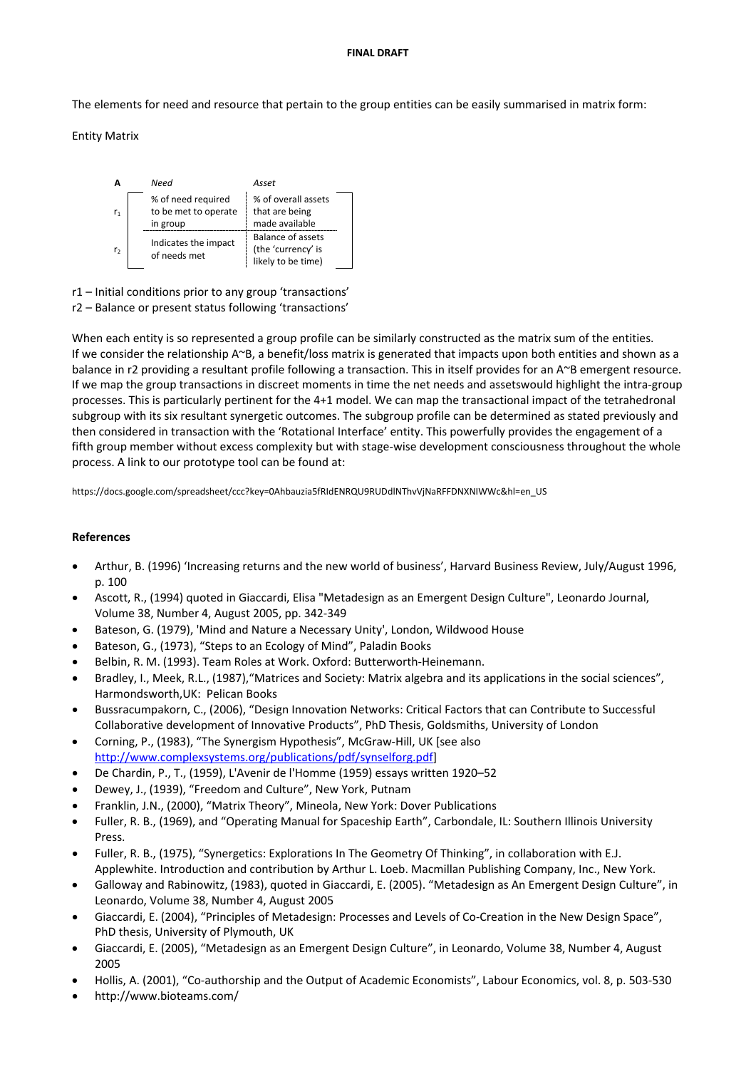The elements for need and resource that pertain to the group entities can be easily summarised in matrix form:

Entity Matrix

| A | Need | Asset |
|---|---|---|
| $r_1$ | % of need required to be met to operate in group | % of overall assets that are being made available |
| $r_2$ | Indicates the impact of needs met | Balance of assets (the 'currency' is likely to be time) |

r1 – Initial conditions prior to any group 'transactions'
r2 – Balance or present status following 'transactions'

When each entity is so represented a group profile can be similarly constructed as the matrix sum of the entities. If we consider the relationship A~B, a benefit/loss matrix is generated that impacts upon both entities and shown as a balance in r2 providing a resultant profile following a transaction. This in itself provides for an A~B emergent resource. If we map the group transactions in discreet moments in time the net needs and assetswould highlight the intra-group processes. This is particularly pertinent for the 4+1 model. We can map the transactional impact of the tetrahedronal subgroup with its six resultant synergetic outcomes. The subgroup profile can be determined as stated previously and then considered in transaction with the 'Rotational Interface' entity. This powerfully provides the engagement of a fifth group member without excess complexity but with stage-wise development consciousness throughout the whole process. A link to our prototype tool can be found at:

https://docs.google.com/spreadsheet/ccc?key=0Ahbauzia5fRIdENRQU9RUDdlNThvVjNaRFFDNXNIWWc&hl=en_US

**References**

- Arthur, B. (1996) 'Increasing returns and the new world of business', Harvard Business Review, July/August 1996, p. 100
- Ascott, R., (1994) quoted in Giaccardi, Elisa "Metadesign as an Emergent Design Culture", Leonardo Journal, Volume 38, Number 4, August 2005, pp. 342-349
- Bateson, G. (1979), 'Mind and Nature a Necessary Unity', London, Wildwood House
- Bateson, G., (1973), "Steps to an Ecology of Mind", Paladin Books
- Belbin, R. M. (1993). Team Roles at Work. Oxford: Butterworth-Heinemann.
- Bradley, I., Meek, R.L., (1987),"Matrices and Society: Matrix algebra and its applications in the social sciences", Harmondsworth,UK: Pelican Books
- Bussracumpakorn, C., (2006), "Design Innovation Networks: Critical Factors that can Contribute to Successful Collaborative development of Innovative Products", PhD Thesis, Goldsmiths, University of London
- Corning, P., (1983), "The Synergism Hypothesis", McGraw-Hill, UK [see also http://www.complexsystems.org/publications/pdf/synselforg.pdf]
- De Chardin, P., T., (1959), L'Avenir de l'Homme (1959) essays written 1920–52
- Dewey, J., (1939), "Freedom and Culture", New York, Putnam
- Franklin, J.N., (2000), "Matrix Theory", Mineola, New York: Dover Publications
- Fuller, R. B., (1969), and "Operating Manual for Spaceship Earth", Carbondale, IL: Southern Illinois University Press.
- Fuller, R. B., (1975), "Synergetics: Explorations In The Geometry Of Thinking", in collaboration with E.J. Applewhite. Introduction and contribution by Arthur L. Loeb. Macmillan Publishing Company, Inc., New York.
- Galloway and Rabinowitz, (1983), quoted in Giaccardi, E. (2005). "Metadesign as An Emergent Design Culture", in Leonardo, Volume 38, Number 4, August 2005
- Giaccardi, E. (2004), "Principles of Metadesign: Processes and Levels of Co-Creation in the New Design Space", PhD thesis, University of Plymouth, UK
- Giaccardi, E. (2005), "Metadesign as an Emergent Design Culture", in Leonardo, Volume 38, Number 4, August 2005
- Hollis, A. (2001), "Co-authorship and the Output of Academic Economists", Labour Economics, vol. 8, p. 503-530
- http://www.bioteams.com/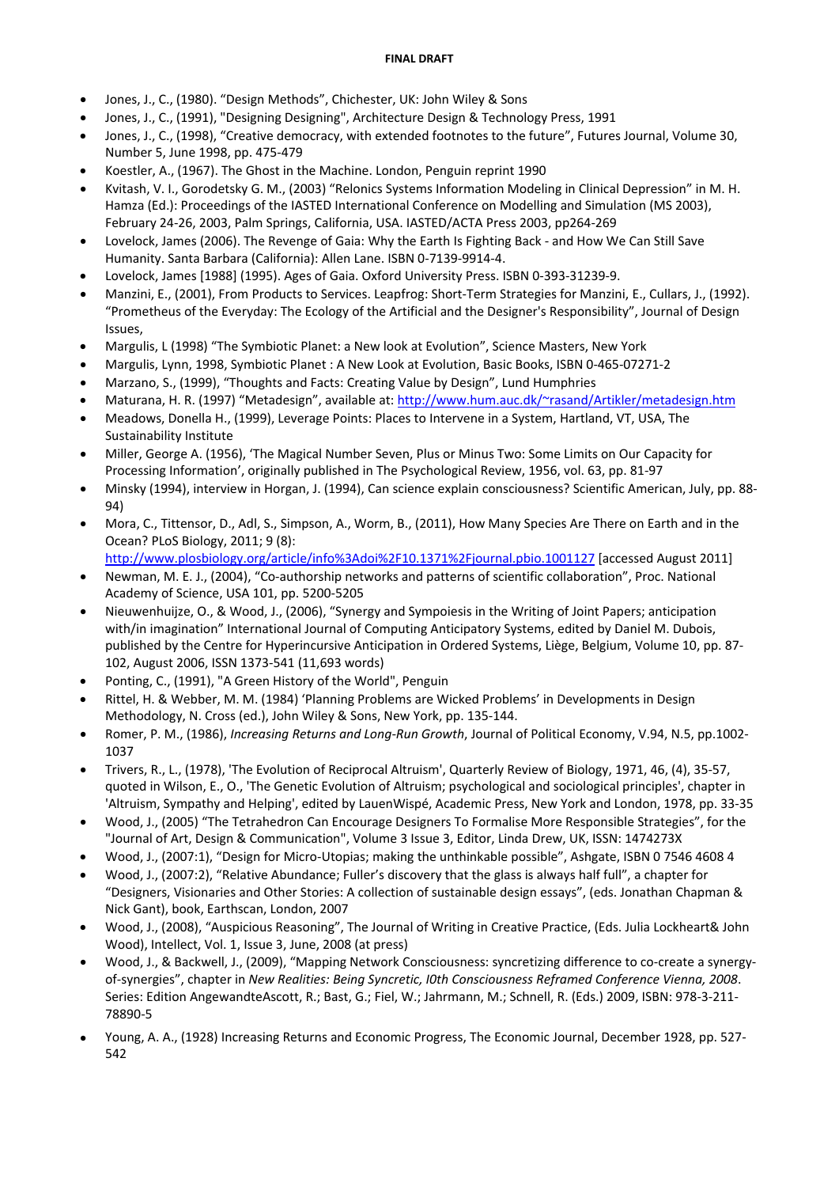- Jones, J., C., (1980). “Design Methods”, Chichester, UK: John Wiley & Sons
- Jones, J., C., (1991), "Designing Designing", Architecture Design & Technology Press, 1991
- Jones, J., C., (1998), “Creative democracy, with extended footnotes to the future”, Futures Journal, Volume 30, Number 5, June 1998, pp. 475-479
- Koestler, A., (1967). The Ghost in the Machine. London, Penguin reprint 1990
- Kvitash, V. I., Gorodetsky G. M., (2003) “Relonics Systems Information Modeling in Clinical Depression” in M. H. Hamza (Ed.): Proceedings of the IASTED International Conference on Modelling and Simulation (MS 2003), February 24-26, 2003, Palm Springs, California, USA. IASTED/ACTA Press 2003, pp264-269
- Lovelock, James (2006). The Revenge of Gaia: Why the Earth Is Fighting Back - and How We Can Still Save Humanity. Santa Barbara (California): Allen Lane. ISBN 0-7139-9914-4.
- Lovelock, James [1988] (1995). Ages of Gaia. Oxford University Press. ISBN 0-393-31239-9.
- Manzini, E., (2001), From Products to Services. Leapfrog: Short-Term Strategies for Manzini, E., Cullars, J., (1992). “Prometheus of the Everyday: The Ecology of the Artificial and the Designer's Responsibility”, Journal of Design Issues,
- Margulis, L (1998) “The Symbiotic Planet: a New look at Evolution”, Science Masters, New York
- Margulis, Lynn, 1998, Symbiotic Planet : A New Look at Evolution, Basic Books, ISBN 0-465-07271-2
- Marzano, S., (1999), “Thoughts and Facts: Creating Value by Design”, Lund Humphries
- Maturana, H. R. (1997) “Metadesign”, available at: http://www.hum.auc.dk/~rasand/Artikler/metadesign.htm
- Meadows, Donella H., (1999), Leverage Points: Places to Intervene in a System, Hartland, VT, USA, The Sustainability Institute
- Miller, George A. (1956), ‘The Magical Number Seven, Plus or Minus Two: Some Limits on Our Capacity for Processing Information’, originally published in The Psychological Review, 1956, vol. 63, pp. 81-97
- Minsky (1994), interview in Horgan, J. (1994), Can science explain consciousness? Scientific American, July, pp. 88-94)
- Mora, C., Tittensor, D., Adl, S., Simpson, A., Worm, B., (2011), How Many Species Are There on Earth and in the Ocean? PLoS Biology, 2011; 9 (8): http://www.plosbiology.org/article/info%3Adoi%2F10.1371%2Fjournal.pbio.1001127 [accessed August 2011]
- Newman, M. E. J., (2004), “Co-authorship networks and patterns of scientific collaboration”, Proc. National Academy of Science, USA 101, pp. 5200-5205
- Nieuwenhuijze, O., & Wood, J., (2006), “Synergy and Sympoiesis in the Writing of Joint Papers; anticipation with/in imagination” International Journal of Computing Anticipatory Systems, edited by Daniel M. Dubois, published by the Centre for Hyperincursive Anticipation in Ordered Systems, Liège, Belgium, Volume 10, pp. 87-102, August 2006, ISSN 1373-541 (11,693 words)
- Ponting, C., (1991), "A Green History of the World", Penguin
- Rittel, H. & Webber, M. M. (1984) ‘Planning Problems are Wicked Problems’ in Developments in Design Methodology, N. Cross (ed.), John Wiley & Sons, New York, pp. 135-144.
- Romer, P. M., (1986), *Increasing Returns and Long-Run Growth*, Journal of Political Economy, V.94, N.5, pp.1002-1037
- Trivers, R., L., (1978), 'The Evolution of Reciprocal Altruism', Quarterly Review of Biology, 1971, 46, (4), 35-57, quoted in Wilson, E., O., 'The Genetic Evolution of Altruism; psychological and sociological principles', chapter in 'Altruism, Sympathy and Helping', edited by LauenWispé, Academic Press, New York and London, 1978, pp. 33-35
- Wood, J., (2005) “The Tetrahedron Can Encourage Designers To Formalise More Responsible Strategies”, for the "Journal of Art, Design & Communication", Volume 3 Issue 3, Editor, Linda Drew, UK, ISSN: 1474273X
- Wood, J., (2007:1), “Design for Micro-Utopias; making the unthinkable possible”, Ashgate, ISBN 0 7546 4608 4
- Wood, J., (2007:2), “Relative Abundance; Fuller’s discovery that the glass is always half full”, a chapter for “Designers, Visionaries and Other Stories: A collection of sustainable design essays”, (eds. Jonathan Chapman & Nick Gant), book, Earthscan, London, 2007
- Wood, J., (2008), “Auspicious Reasoning”, The Journal of Writing in Creative Practice, (Eds. Julia Lockheart& John Wood), Intellect, Vol. 1, Issue 3, June, 2008 (at press)
- Wood, J., & Backwell, J., (2009), “Mapping Network Consciousness: syncretizing difference to co-create a synergy-of-synergies”, chapter in *New Realities: Being Syncretic, I0th Consciousness Reframed Conference Vienna, 2008*. Series: Edition AngewandteAscott, R.; Bast, G.; Fiel, W.; Jahrmann, M.; Schnell, R. (Eds.) 2009, ISBN: 978-3-211-78890-5
- Young, A. A., (1928) Increasing Returns and Economic Progress, The Economic Journal, December 1928, pp. 527-542